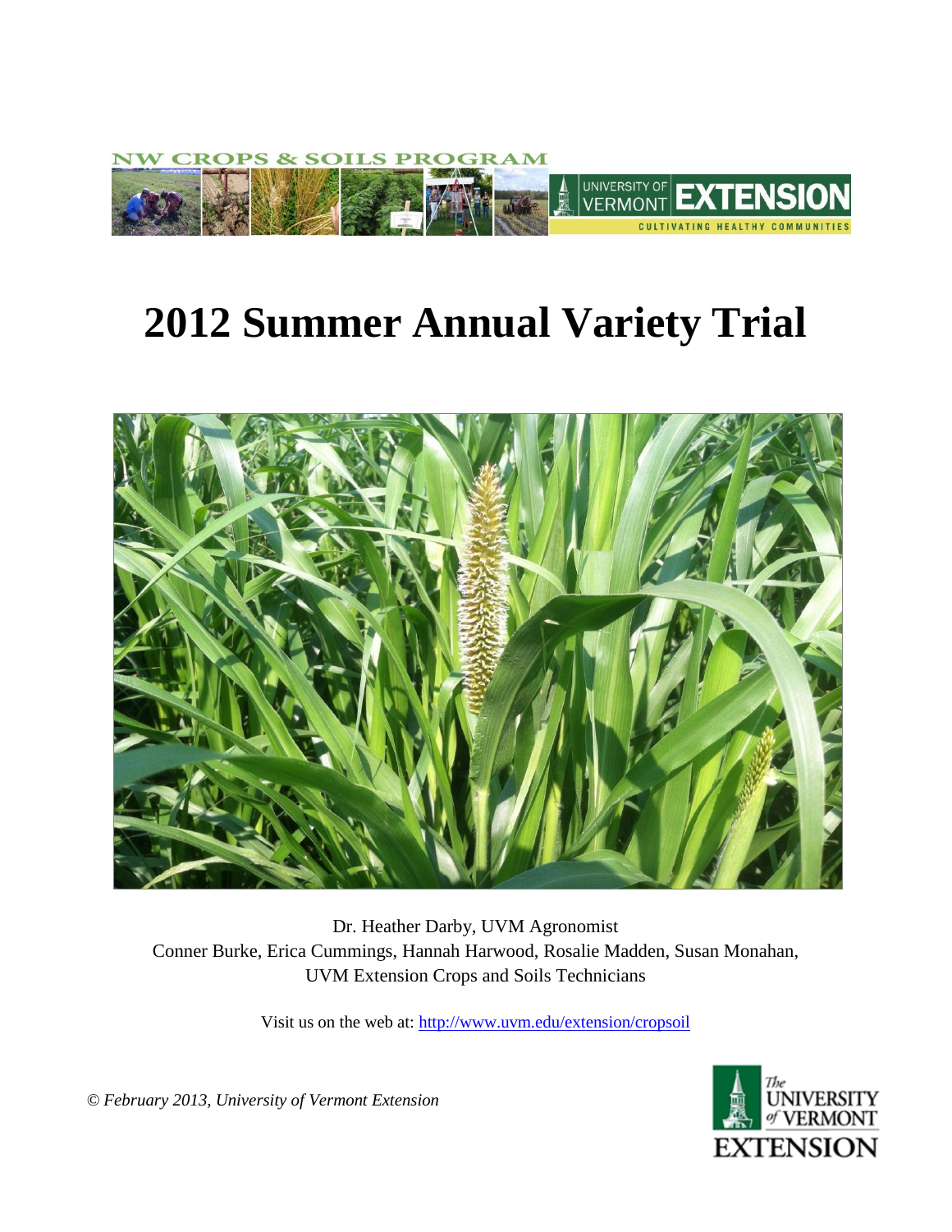NW CROPS & SOILS PROGRAM

UNIVERSITY OF VERMONT EXTENSION

CULTIVATING HEALTHY COMMUNITIES

# 2012 Summer Annual Variety Trial

Dr. Heather Darby, UVM Agronomist

Conner Burke, Erica Cummings, Hannah Harwood, Rosalie Madden, Susan Monahan, UVM Extension Crops and Soils Technicians

Visit us on the web at: http://www.uvm.edu/extension/cropsoil

*© February 2013, University of Vermont Extension*

The University of Vermont Extension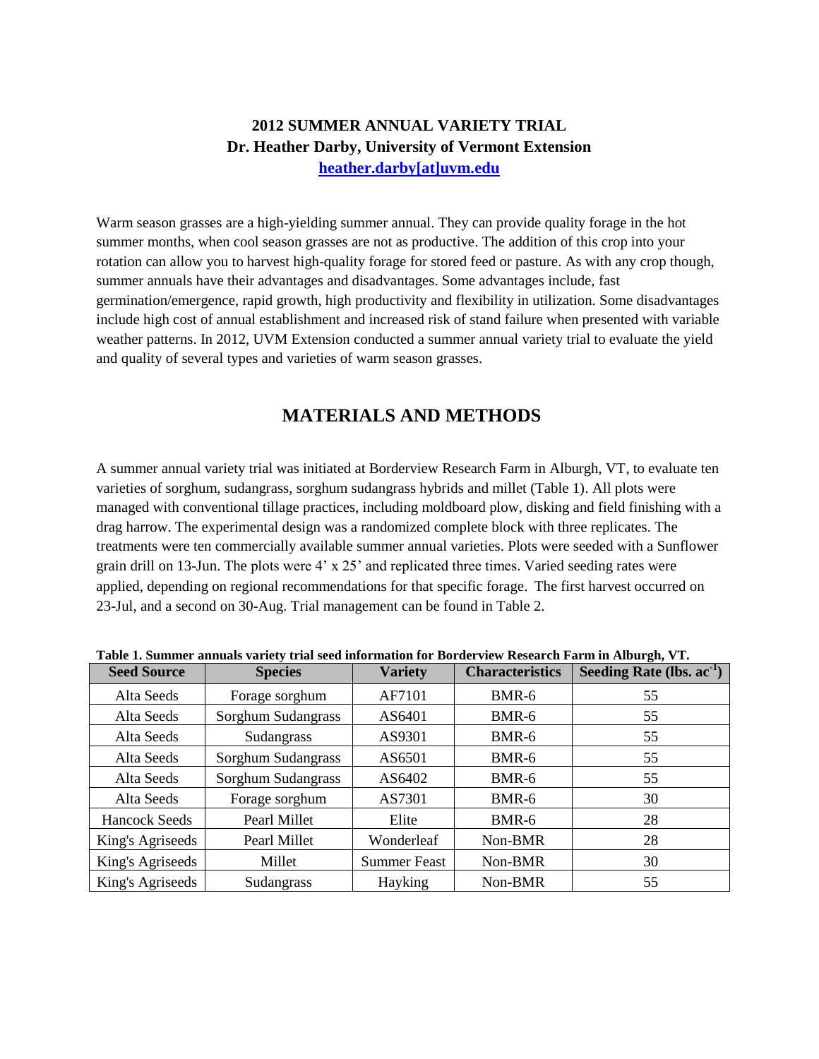**2012 SUMMER ANNUAL VARIETY TRIAL**
**Dr. Heather Darby, University of Vermont Extension**
**heather.darby[at]uvm.edu**

Warm season grasses are a high-yielding summer annual. They can provide quality forage in the hot summer months, when cool season grasses are not as productive. The addition of this crop into your rotation can allow you to harvest high-quality forage for stored feed or pasture. As with any crop though, summer annuals have their advantages and disadvantages. Some advantages include, fast germination/emergence, rapid growth, high productivity and flexibility in utilization. Some disadvantages include high cost of annual establishment and increased risk of stand failure when presented with variable weather patterns. In 2012, UVM Extension conducted a summer annual variety trial to evaluate the yield and quality of several types and varieties of warm season grasses.

## MATERIALS AND METHODS

A summer annual variety trial was initiated at Borderview Research Farm in Alburgh, VT, to evaluate ten varieties of sorghum, sudangrass, sorghum sudangrass hybrids and millet (Table 1). All plots were managed with conventional tillage practices, including moldboard plow, disking and field finishing with a drag harrow. The experimental design was a randomized complete block with three replicates. The treatments were ten commercially available summer annual varieties. Plots were seeded with a Sunflower grain drill on 13-Jun. The plots were 4' x 25' and replicated three times. Varied seeding rates were applied, depending on regional recommendations for that specific forage. The first harvest occurred on 23-Jul, and a second on 30-Aug. Trial management can be found in Table 2.

**Table 1. Summer annuals variety trial seed information for Borderview Research Farm in Alburgh, VT.**

| Seed Source | Species | Variety | Characteristics | Seeding Rate (lbs. $ac^{-1}$) |
|---|---|---|---|---|
| Alta Seeds | Forage sorghum | AF7101 | BMR-6 | 55 |
| Alta Seeds | Sorghum Sudangrass | AS6401 | BMR-6 | 55 |
| Alta Seeds | Sudangrass | AS9301 | BMR-6 | 55 |
| Alta Seeds | Sorghum Sudangrass | AS6501 | BMR-6 | 55 |
| Alta Seeds | Sorghum Sudangrass | AS6402 | BMR-6 | 55 |
| Alta Seeds | Forage sorghum | AS7301 | BMR-6 | 30 |
| Hancock Seeds | Pearl Millet | Elite | BMR-6 | 28 |
| King's Agriseeds | Pearl Millet | Wonderleaf | Non-BMR | 28 |
| King's Agriseeds | Millet | Summer Feast | Non-BMR | 30 |
| King's Agriseeds | Sudangrass | Hayking | Non-BMR | 55 |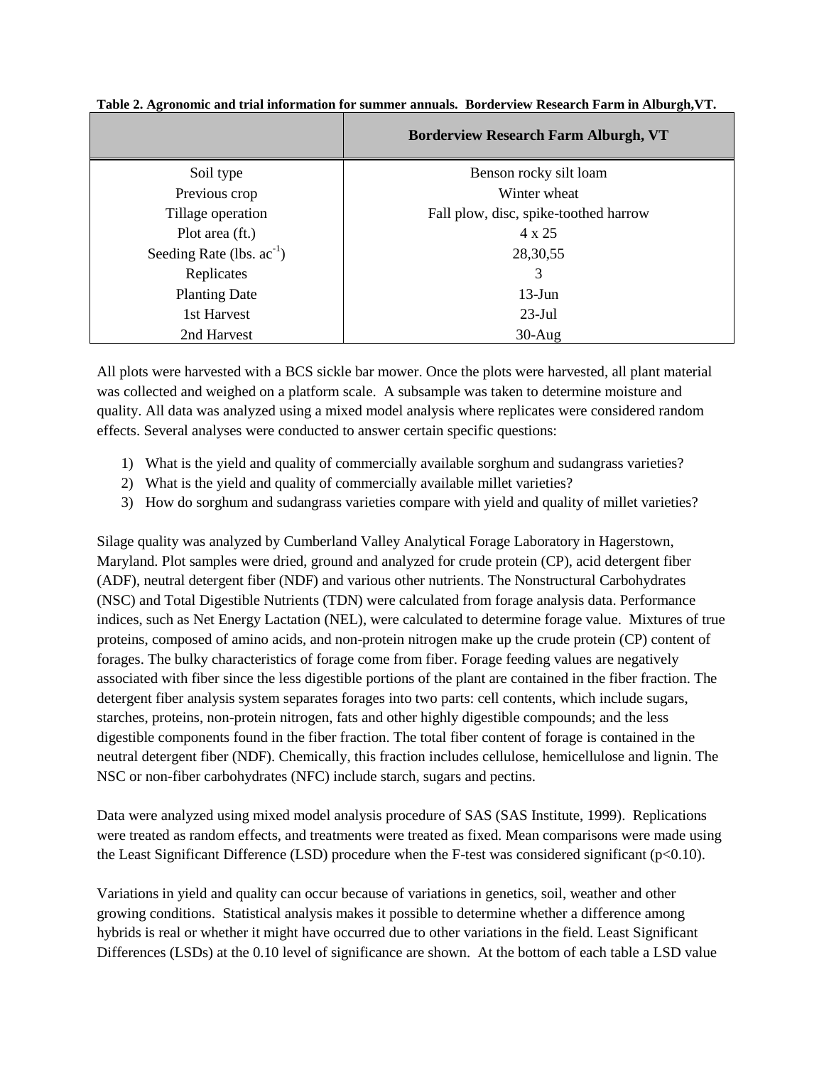**Table 2. Agronomic and trial information for summer annuals. Borderview Research Farm in Alburgh,VT.**

| | Borderview Research Farm Alburgh, VT |
|---|---|
| Soil type | Benson rocky silt loam |
| Previous crop | Winter wheat |
| Tillage operation | Fall plow, disc, spike-toothed harrow |
| Plot area (ft.) | 4 x 25 |
| Seeding Rate (lbs. $ac^{-1}$) | 28,30,55 |
| Replicates | 3 |
| Planting Date | 13-Jun |
| 1st Harvest | 23-Jul |
| 2nd Harvest | 30-Aug |

All plots were harvested with a BCS sickle bar mower. Once the plots were harvested, all plant material was collected and weighed on a platform scale. A subsample was taken to determine moisture and quality. All data was analyzed using a mixed model analysis where replicates were considered random effects. Several analyses were conducted to answer certain specific questions:

1) What is the yield and quality of commercially available sorghum and sudangrass varieties?
2) What is the yield and quality of commercially available millet varieties?
3) How do sorghum and sudangrass varieties compare with yield and quality of millet varieties?

Silage quality was analyzed by Cumberland Valley Analytical Forage Laboratory in Hagerstown, Maryland. Plot samples were dried, ground and analyzed for crude protein (CP), acid detergent fiber (ADF), neutral detergent fiber (NDF) and various other nutrients. The Nonstructural Carbohydrates (NSC) and Total Digestible Nutrients (TDN) were calculated from forage analysis data. Performance indices, such as Net Energy Lactation (NEL), were calculated to determine forage value. Mixtures of true proteins, composed of amino acids, and non-protein nitrogen make up the crude protein (CP) content of forages. The bulky characteristics of forage come from fiber. Forage feeding values are negatively associated with fiber since the less digestible portions of the plant are contained in the fiber fraction. The detergent fiber analysis system separates forages into two parts: cell contents, which include sugars, starches, proteins, non-protein nitrogen, fats and other highly digestible compounds; and the less digestible components found in the fiber fraction. The total fiber content of forage is contained in the neutral detergent fiber (NDF). Chemically, this fraction includes cellulose, hemicellulose and lignin. The NSC or non-fiber carbohydrates (NFC) include starch, sugars and pectins.

Data were analyzed using mixed model analysis procedure of SAS (SAS Institute, 1999). Replications were treated as random effects, and treatments were treated as fixed. Mean comparisons were made using the Least Significant Difference (LSD) procedure when the F-test was considered significant ($p<0.10$).

Variations in yield and quality can occur because of variations in genetics, soil, weather and other growing conditions. Statistical analysis makes it possible to determine whether a difference among hybrids is real or whether it might have occurred due to other variations in the field. Least Significant Differences (LSDs) at the 0.10 level of significance are shown. At the bottom of each table a LSD value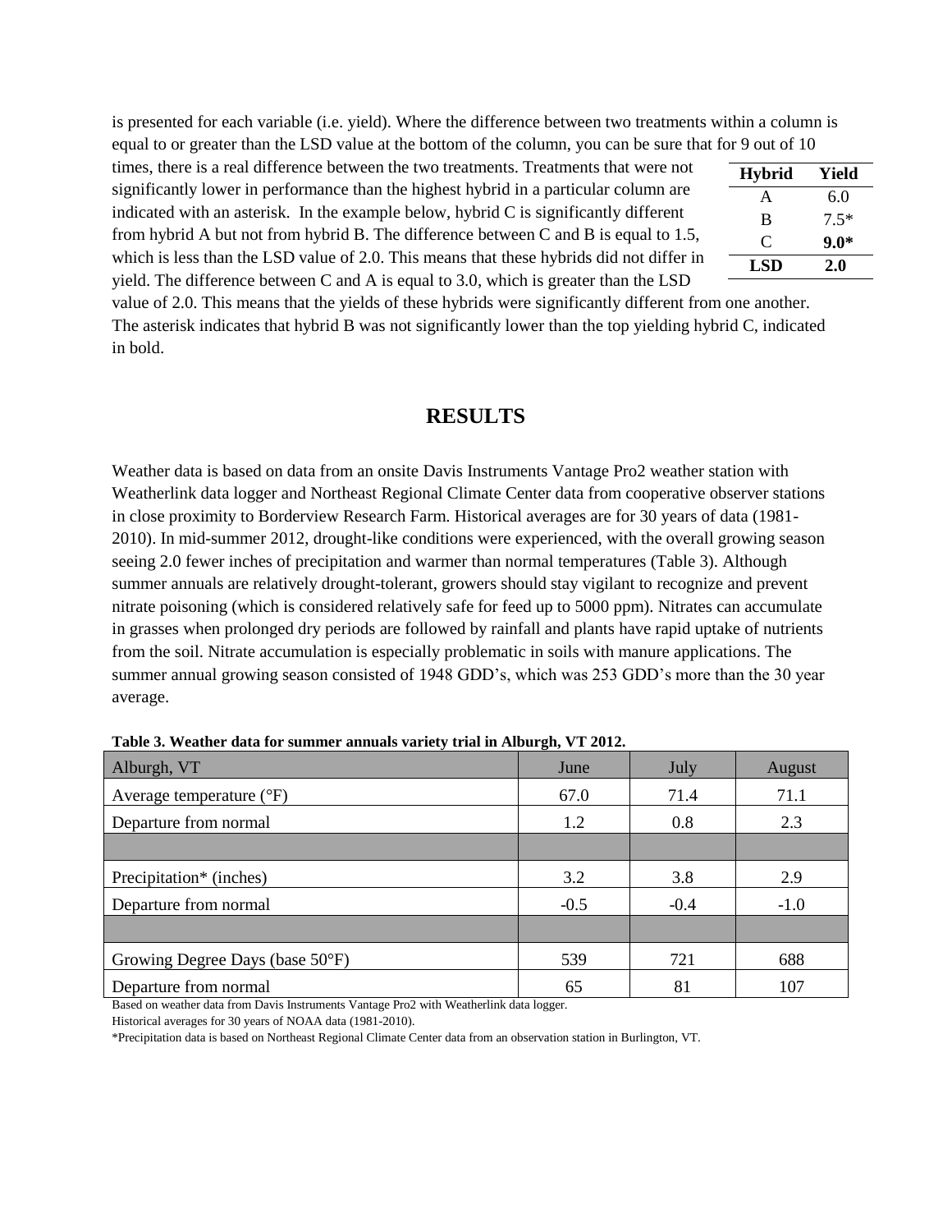is presented for each variable (i.e. yield). Where the difference between two treatments within a column is equal to or greater than the LSD value at the bottom of the column, you can be sure that for 9 out of 10 times, there is a real difference between the two treatments. Treatments that were not significantly lower in performance than the highest hybrid in a particular column are indicated with an asterisk. In the example below, hybrid C is significantly different from hybrid A but not from hybrid B. The difference between C and B is equal to 1.5, which is less than the LSD value of 2.0. This means that these hybrids did not differ in yield. The difference between C and A is equal to 3.0, which is greater than the LSD value of 2.0. This means that the yields of these hybrids were significantly different from one another. The asterisk indicates that hybrid B was not significantly lower than the top yielding hybrid C, indicated in bold.

| Hybrid | Yield |
|---|---|
| A | 6.0 |
| B | 7.5* |
| C | **9.0*** |
| **LSD** | **2.0** |

# RESULTS

Weather data is based on data from an onsite Davis Instruments Vantage Pro2 weather station with Weatherlink data logger and Northeast Regional Climate Center data from cooperative observer stations in close proximity to Borderview Research Farm. Historical averages are for 30 years of data (1981-2010). In mid-summer 2012, drought-like conditions were experienced, with the overall growing season seeing 2.0 fewer inches of precipitation and warmer than normal temperatures (Table 3). Although summer annuals are relatively drought-tolerant, growers should stay vigilant to recognize and prevent nitrate poisoning (which is considered relatively safe for feed up to 5000 ppm). Nitrates can accumulate in grasses when prolonged dry periods are followed by rainfall and plants have rapid uptake of nutrients from the soil. Nitrate accumulation is especially problematic in soils with manure applications. The summer annual growing season consisted of 1948 GDD's, which was 253 GDD's more than the 30 year average.

**Table 3. Weather data for summer annuals variety trial in Alburgh, VT 2012.**

| Alburgh, VT | June | July | August |
|---|---|---|---|
| Average temperature (°F) | 67.0 | 71.4 | 71.1 |
| Departure from normal | 1.2 | 0.8 | 2.3 |
| | | | |
| Precipitation* (inches) | 3.2 | 3.8 | 2.9 |
| Departure from normal | -0.5 | -0.4 | -1.0 |
| | | | |
| Growing Degree Days (base 50°F) | 539 | 721 | 688 |
| Departure from normal | 65 | 81 | 107 |

Based on weather data from Davis Instruments Vantage Pro2 with Weatherlink data logger.
Historical averages for 30 years of NOAA data (1981-2010).
*Precipitation data is based on Northeast Regional Climate Center data from an observation station in Burlington, VT.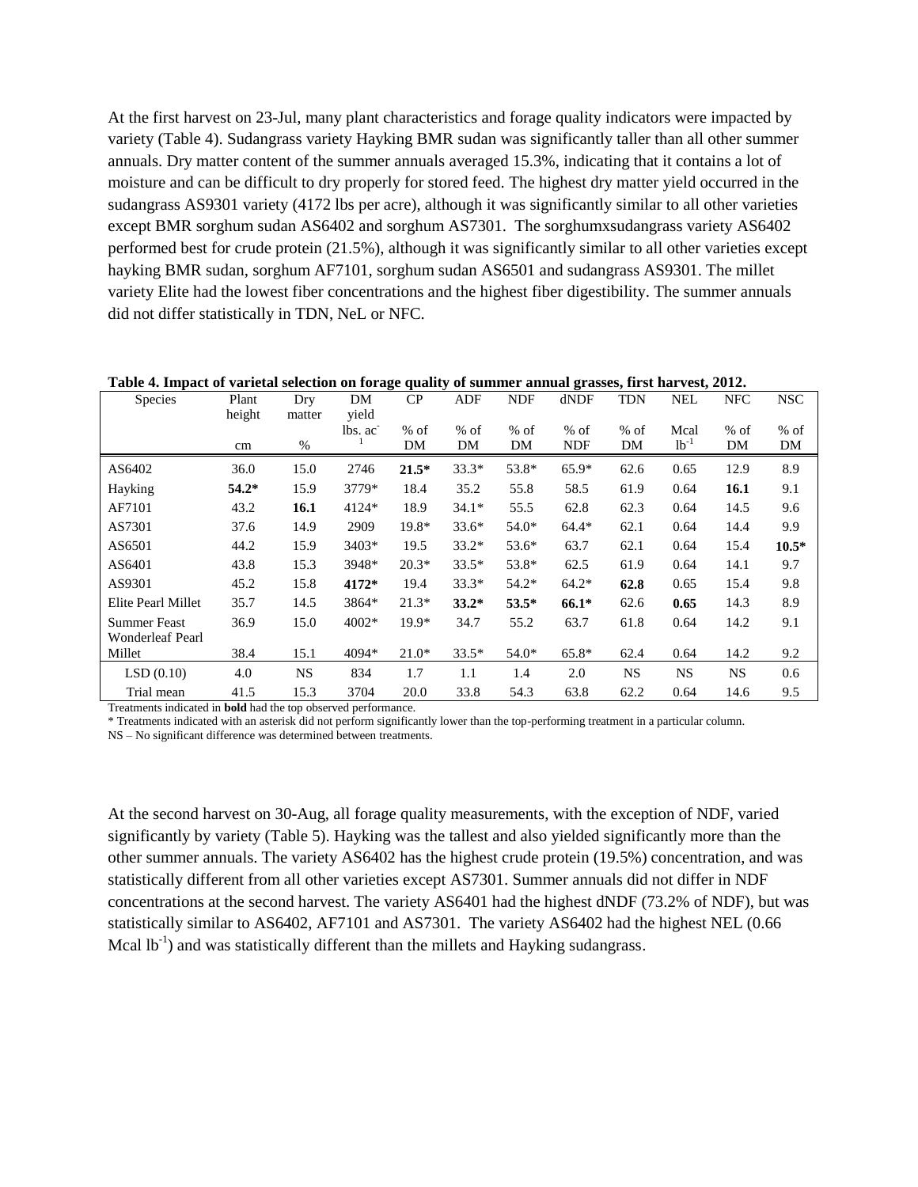At the first harvest on 23-Jul, many plant characteristics and forage quality indicators were impacted by variety (Table 4). Sudangrass variety Hayking BMR sudan was significantly taller than all other summer annuals. Dry matter content of the summer annuals averaged 15.3%, indicating that it contains a lot of moisture and can be difficult to dry properly for stored feed. The highest dry matter yield occurred in the sudangrass AS9301 variety (4172 lbs per acre), although it was significantly similar to all other varieties except BMR sorghum sudan AS6402 and sorghum AS7301. The sorghumxsudangrass variety AS6402 performed best for crude protein (21.5%), although it was significantly similar to all other varieties except hayking BMR sudan, sorghum AF7101, sorghum sudan AS6501 and sudangrass AS9301. The millet variety Elite had the lowest fiber concentrations and the highest fiber digestibility. The summer annuals did not differ statistically in TDN, NeL or NFC.

**Table 4. Impact of varietal selection on forage quality of summer annual grasses, first harvest, 2012.**

| Species | Plant height | Dry matter | DM yield | CP | ADF | NDF | dNDF | TDN | NEL | NFC | NSC |
|---|---|---|---|---|---|---|---|---|---|---|---|
| | cm | % | lbs. ac$^{-1}$ | % of DM | % of DM | % of DM | % of NDF | % of DM | Mcal $lb^{-1}$ | % of DM | % of DM |
| AS6402 | 36.0 | 15.0 | 2746 | **21.5*** | 33.3* | 53.8* | 65.9* | 62.6 | 0.65 | 12.9 | 8.9 |
| Hayking | **54.2*** | 15.9 | 3779* | 18.4 | 35.2 | 55.8 | 58.5 | 61.9 | 0.64 | **16.1** | 9.1 |
| AF7101 | 43.2 | **16.1** | 4124* | 18.9 | 34.1* | 55.5 | 62.8 | 62.3 | 0.64 | 14.5 | 9.6 |
| AS7301 | 37.6 | 14.9 | 2909 | 19.8* | 33.6* | 54.0* | 64.4* | 62.1 | 0.64 | 14.4 | 9.9 |
| AS6501 | 44.2 | 15.9 | 3403* | 19.5 | 33.2* | 53.6* | 63.7 | 62.1 | 0.64 | 15.4 | **10.5*** |
| AS6401 | 43.8 | 15.3 | 3948* | 20.3* | 33.5* | 53.8* | 62.5 | 61.9 | 0.64 | 14.1 | 9.7 |
| AS9301 | 45.2 | 15.8 | **4172*** | 19.4 | 33.3* | 54.2* | 64.2* | **62.8** | 0.65 | 15.4 | 9.8 |
| Elite Pearl Millet | 35.7 | 14.5 | 3864* | 21.3* | **33.2*** | **53.5*** | **66.1*** | 62.6 | **0.65** | 14.3 | 8.9 |
| Summer Feast | 36.9 | 15.0 | 4002* | 19.9* | 34.7 | 55.2 | 63.7 | 61.8 | 0.64 | 14.2 | 9.1 |
| Wonderleaf Pearl Millet | 38.4 | 15.1 | 4094* | 21.0* | 33.5* | 54.0* | 65.8* | 62.4 | 0.64 | 14.2 | 9.2 |
| LSD (0.10) | 4.0 | NS | 834 | 1.7 | 1.1 | 1.4 | 2.0 | NS | NS | NS | 0.6 |
| Trial mean | 41.5 | 15.3 | 3704 | 20.0 | 33.8 | 54.3 | 63.8 | 62.2 | 0.64 | 14.6 | 9.5 |

Treatments indicated in **bold** had the top observed performance.

\* Treatments indicated with an asterisk did not perform significantly lower than the top-performing treatment in a particular column.

NS – No significant difference was determined between treatments.

At the second harvest on 30-Aug, all forage quality measurements, with the exception of NDF, varied significantly by variety (Table 5). Hayking was the tallest and also yielded significantly more than the other summer annuals. The variety AS6402 has the highest crude protein (19.5%) concentration, and was statistically different from all other varieties except AS7301. Summer annuals did not differ in NDF concentrations at the second harvest. The variety AS6401 had the highest dNDF (73.2% of NDF), but was statistically similar to AS6402, AF7101 and AS7301. The variety AS6402 had the highest NEL (0.66 Mcal $lb^{-1}$) and was statistically different than the millets and Hayking sudangrass.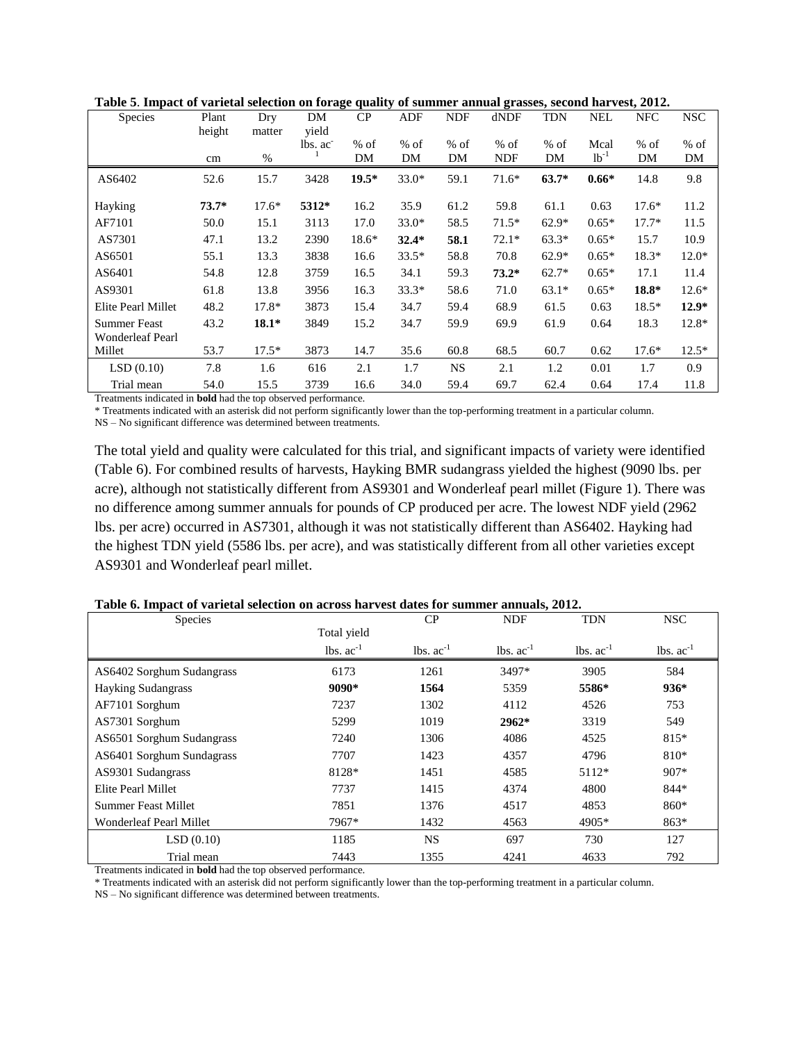**Table 5. Impact of varietal selection on forage quality of summer annual grasses, second harvest, 2012.**

| Species | Plant height | Dry matter | DM yield | CP | ADF | NDF | dNDF | TDN | NEL | NFC | NSC |
|---|---|---|---|---|---|---|---|---|---|---|---|
| | cm | % | lbs. $ac^{-1}$ | % of DM | % of DM | % of DM | % of NDF | % of DM | Mcal $lb^{-1}$ | % of DM | % of DM |
| AS6402 | 52.6 | 15.7 | 3428 | **19.5*** | 33.0* | 59.1 | 71.6* | **63.7*** | **0.66*** | 14.8 | 9.8 |
| Hayking | **73.7*** | 17.6* | **5312*** | 16.2 | 35.9 | 61.2 | 59.8 | 61.1 | 0.63 | 17.6* | 11.2 |
| AF7101 | 50.0 | 15.1 | 3113 | 17.0 | 33.0* | 58.5 | 71.5* | 62.9* | 0.65* | 17.7* | 11.5 |
| AS7301 | 47.1 | 13.2 | 2390 | 18.6* | **32.4*** | **58.1** | 72.1* | 63.3* | 0.65* | 15.7 | 10.9 |
| AS6501 | 55.1 | 13.3 | 3838 | 16.6 | 33.5* | 58.8 | 70.8 | 62.9* | 0.65* | 18.3* | 12.0* |
| AS6401 | 54.8 | 12.8 | 3759 | 16.5 | 34.1 | 59.3 | **73.2*** | 62.7* | 0.65* | 17.1 | 11.4 |
| AS9301 | 61.8 | 13.8 | 3956 | 16.3 | 33.3* | 58.6 | 71.0 | 63.1* | 0.65* | **18.8*** | 12.6* |
| Elite Pearl Millet | 48.2 | 17.8* | 3873 | 15.4 | 34.7 | 59.4 | 68.9 | 61.5 | 0.63 | 18.5* | **12.9*** |
| Summer Feast | 43.2 | **18.1*** | 3849 | 15.2 | 34.7 | 59.9 | 69.9 | 61.9 | 0.64 | 18.3 | 12.8* |
| Wonderleaf Pearl Millet | 53.7 | 17.5* | 3873 | 14.7 | 35.6 | 60.8 | 68.5 | 60.7 | 0.62 | 17.6* | 12.5* |
| LSD (0.10) | 7.8 | 1.6 | 616 | 2.1 | 1.7 | NS | 2.1 | 1.2 | 0.01 | 1.7 | 0.9 |
| Trial mean | 54.0 | 15.5 | 3739 | 16.6 | 34.0 | 59.4 | 69.7 | 62.4 | 0.64 | 17.4 | 11.8 |

Treatments indicated in **bold** had the top observed performance.

* Treatments indicated with an asterisk did not perform significantly lower than the top-performing treatment in a particular column.

NS – No significant difference was determined between treatments.

The total yield and quality were calculated for this trial, and significant impacts of variety were identified (Table 6). For combined results of harvests, Hayking BMR sudangrass yielded the highest (9090 lbs. per acre), although not statistically different from AS9301 and Wonderleaf pearl millet (Figure 1). There was no difference among summer annuals for pounds of CP produced per acre. The lowest NDF yield (2962 lbs. per acre) occurred in AS7301, although it was not statistically different than AS6402. Hayking had the highest TDN yield (5586 lbs. per acre), and was statistically different from all other varieties except AS9301 and Wonderleaf pearl millet.

**Table 6. Impact of varietal selection on across harvest dates for summer annuals, 2012.**

| Species | Total yield | CP | NDF | TDN | NSC |
|---|---|---|---|---|---|
| | lbs. $ac^{-1}$ | lbs. $ac^{-1}$ | lbs. $ac^{-1}$ | lbs. $ac^{-1}$ | lbs. $ac^{-1}$ |
| AS6402 Sorghum Sudangrass | 6173 | 1261 | 3497* | 3905 | 584 |
| Hayking Sudangrass | **9090*** | **1564** | 5359 | **5586*** | **936*** |
| AF7101 Sorghum | 7237 | 1302 | 4112 | 4526 | 753 |
| AS7301 Sorghum | 5299 | 1019 | **2962*** | 3319 | 549 |
| AS6501 Sorghum Sudangrass | 7240 | 1306 | 4086 | 4525 | 815* |
| AS6401 Sorghum Sundagrass | 7707 | 1423 | 4357 | 4796 | 810* |
| AS9301 Sudangrass | 8128* | 1451 | 4585 | 5112* | 907* |
| Elite Pearl Millet | 7737 | 1415 | 4374 | 4800 | 844* |
| Summer Feast Millet | 7851 | 1376 | 4517 | 4853 | 860* |
| Wonderleaf Pearl Millet | 7967* | 1432 | 4563 | 4905* | 863* |
| LSD (0.10) | 1185 | NS | 697 | 730 | 127 |
| Trial mean | 7443 | 1355 | 4241 | 4633 | 792 |

Treatments indicated in **bold** had the top observed performance.

* Treatments indicated with an asterisk did not perform significantly lower than the top-performing treatment in a particular column.

NS – No significant difference was determined between treatments.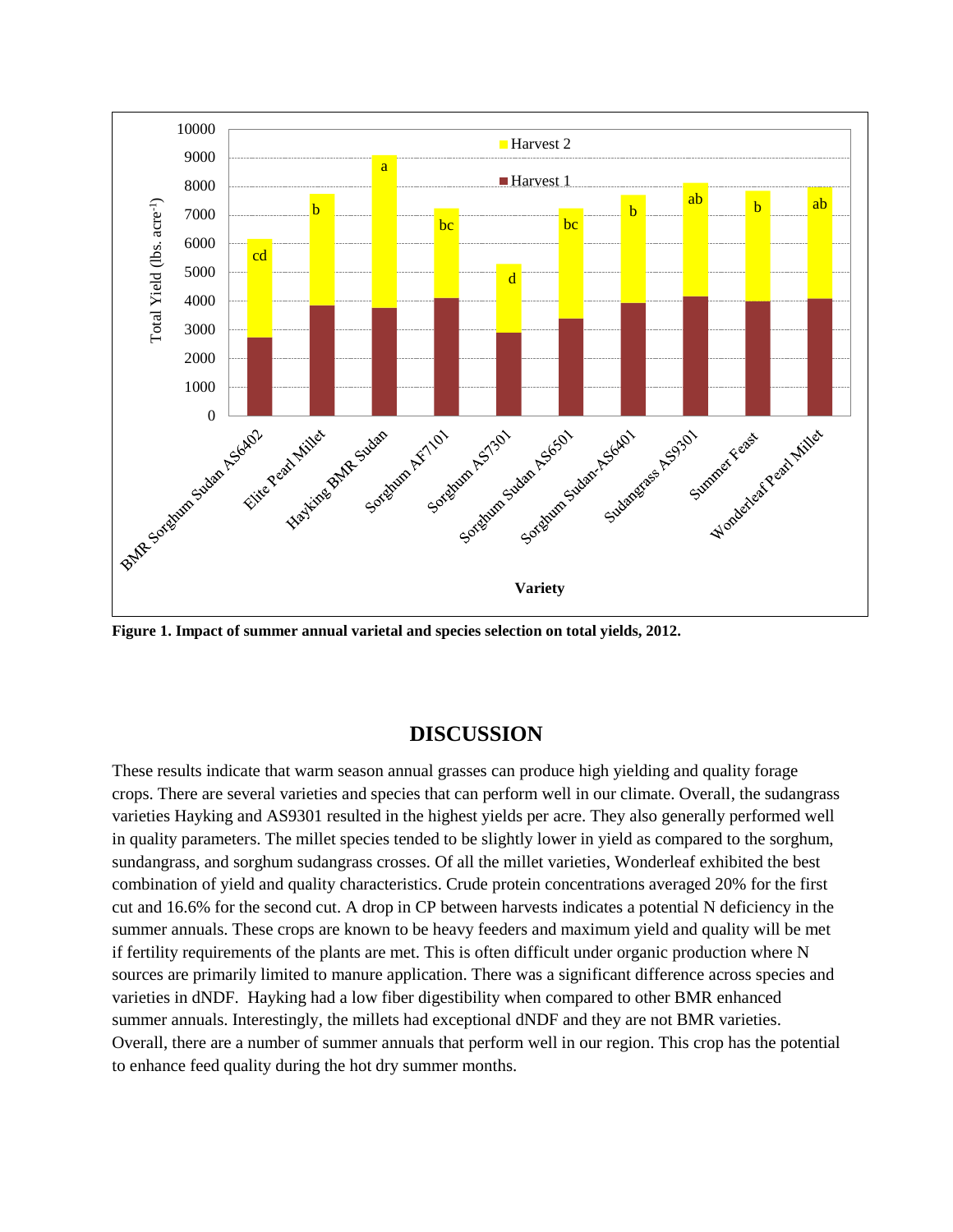**Figure 1. Impact of summer annual varietal and species selection on total yields, 2012.**

## DISCUSSION

These results indicate that warm season annual grasses can produce high yielding and quality forage crops. There are several varieties and species that can perform well in our climate. Overall, the sudangrass varieties Hayking and AS9301 resulted in the highest yields per acre. They also generally performed well in quality parameters. The millet species tended to be slightly lower in yield as compared to the sorghum, sundangrass, and sorghum sudangrass crosses. Of all the millet varieties, Wonderleaf exhibited the best combination of yield and quality characteristics. Crude protein concentrations averaged 20% for the first cut and 16.6% for the second cut. A drop in CP between harvests indicates a potential N deficiency in the summer annuals. These crops are known to be heavy feeders and maximum yield and quality will be met if fertility requirements of the plants are met. This is often difficult under organic production where N sources are primarily limited to manure application. There was a significant difference across species and varieties in dNDF. Hayking had a low fiber digestibility when compared to other BMR enhanced summer annuals. Interestingly, the millets had exceptional dNDF and they are not BMR varieties. Overall, there are a number of summer annuals that perform well in our region. This crop has the potential to enhance feed quality during the hot dry summer months.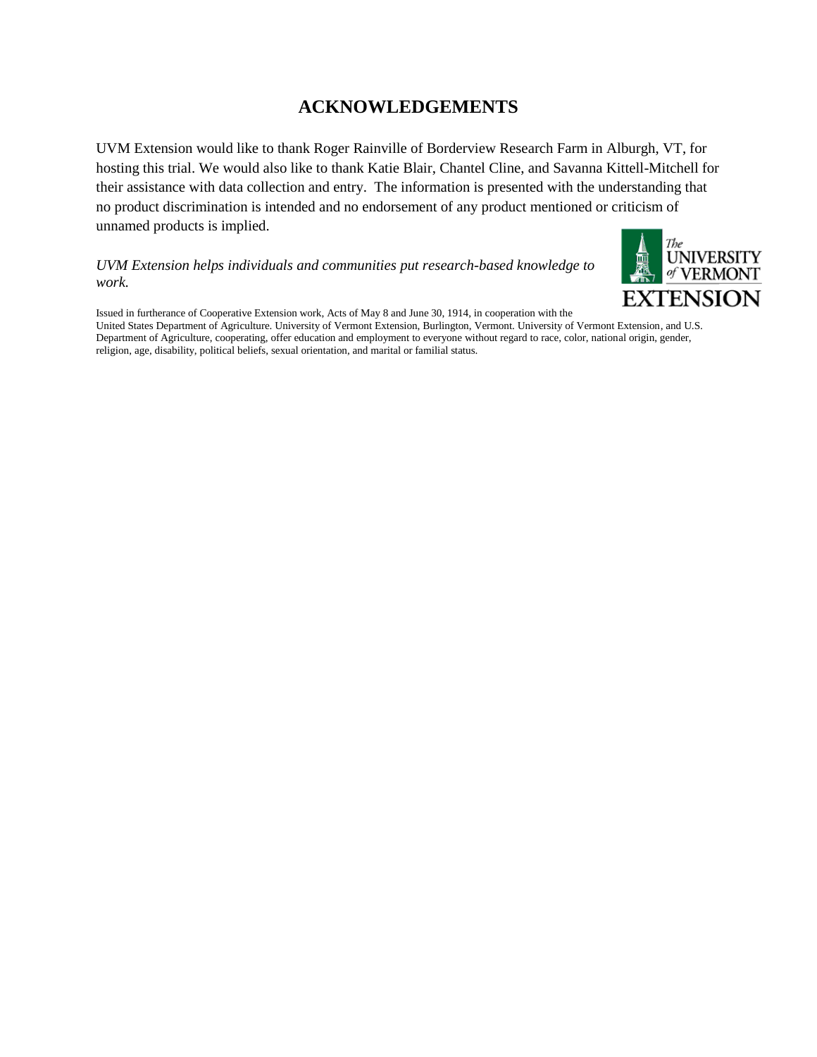## ACKNOWLEDGEMENTS

UVM Extension would like to thank Roger Rainville of Borderview Research Farm in Alburgh, VT, for hosting this trial. We would also like to thank Katie Blair, Chantel Cline, and Savanna Kittell-Mitchell for their assistance with data collection and entry. The information is presented with the understanding that no product discrimination is intended and no endorsement of any product mentioned or criticism of unnamed products is implied.

*UVM Extension helps individuals and communities put research-based knowledge to work.*

Issued in furtherance of Cooperative Extension work, Acts of May 8 and June 30, 1914, in cooperation with the United States Department of Agriculture. University of Vermont Extension, Burlington, Vermont. University of Vermont Extension, and U.S. Department of Agriculture, cooperating, offer education and employment to everyone without regard to race, color, national origin, gender, religion, age, disability, political beliefs, sexual orientation, and marital or familial status.